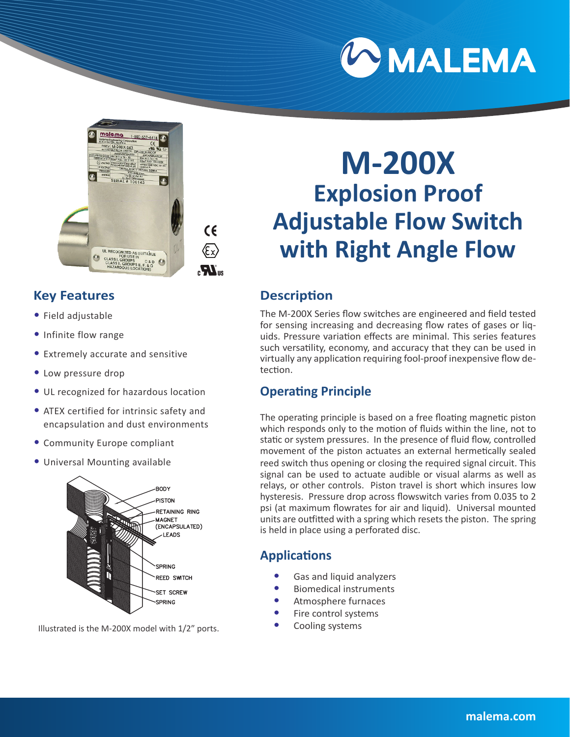# M-200X

## Explosion Proof Adjustable Flow Switch with Right Angle Flow

## Key Features

- Field adjustable
- Infinite flow range
- Extremely accurate and sensitive
- Low pressure drop
- UL recognized for hazardous location
- ATEX certified for intrinsic safety and encapsulation and dust environments
- Community Europe compliant
- Universal Mounting available

Illustrated is the M-200X model with 1/2” ports.

## Description

The M-200X Series flow switches are engineered and field tested for sensing increasing and decreasing flow rates of gases or liquids. Pressure variation effects are minimal. This series features such versatility, economy, and accuracy that they can be used in virtually any application requiring fool-proof inexpensive flow detection.

## Operating Principle

The operating principle is based on a free floating magnetic piston which responds only to the motion of fluids within the line, not to static or system pressures. In the presence of fluid flow, controlled movement of the piston actuates an external hermetically sealed reed switch thus opening or closing the required signal circuit. This signal can be used to actuate audible or visual alarms as well as relays, or other controls. Piston travel is short which insures low hysteresis. Pressure drop across flowswitch varies from 0.035 to 2 psi (at maximum flowrates for air and liquid). Universal mounted units are outfitted with a spring which resets the piston. The spring is held in place using a perforated disc.

## Applications

- Gas and liquid analyzers
- Biomedical instruments
- Atmosphere furnaces
- Fire control systems
- Cooling systems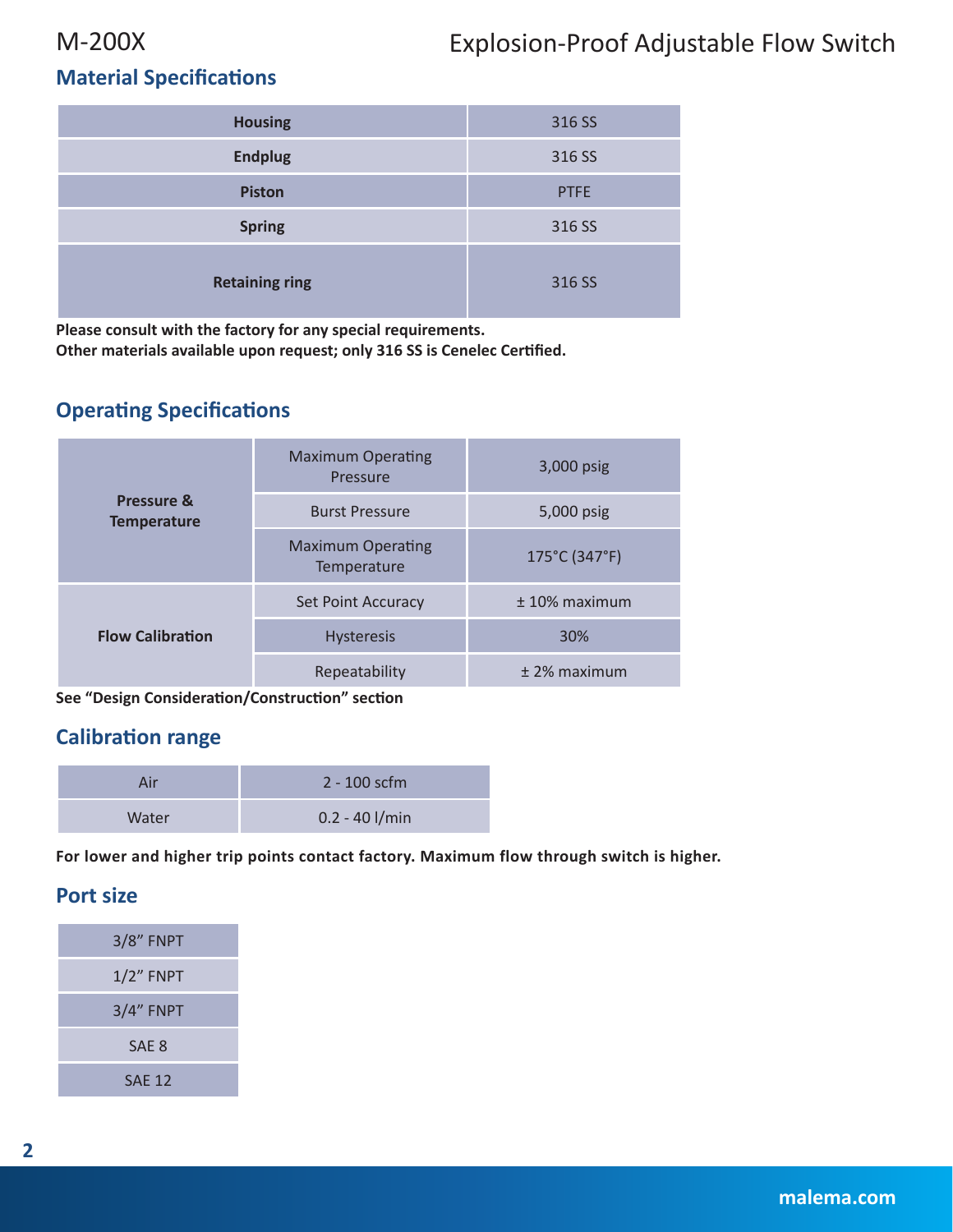# M-200X Explosion-Proof Adjustable Flow Switch

## Material Specifications

| Component | Material |
|---|---|
| **Housing** | 316 SS |
| **Endplug** | 316 SS |
| **Piston** | PTFE |
| **Spring** | 316 SS |
| **Retaining ring** | 316 SS |

**Please consult with the factory for any special requirements.**
**Other materials available upon request; only 316 SS is Cenelec Certified.**

## Operating Specifications

| Category | Parameter | Value |
|---|---|---|
| **Pressure & Temperature** | Maximum Operating Pressure | 3,000 psig |
| | Burst Pressure | 5,000 psig |
| | Maximum Operating Temperature | 175°C (347°F) |
| **Flow Calibration** | Set Point Accuracy | ± 10% maximum |
| | Hysteresis | 30% |
| | Repeatability | ± 2% maximum |

**See "Design Consideration/Construction" section**

## Calibration range

| Medium | Range |
|---|---|
| Air | 2 - 100 scfm |
| Water | 0.2 - 40 l/min |

**For lower and higher trip points contact factory. Maximum flow through switch is higher.**

## Port size

| Port size |
|---|
| 3/8" FNPT |
| 1/2" FNPT |
| 3/4" FNPT |
| SAE 8 |
| SAE 12 |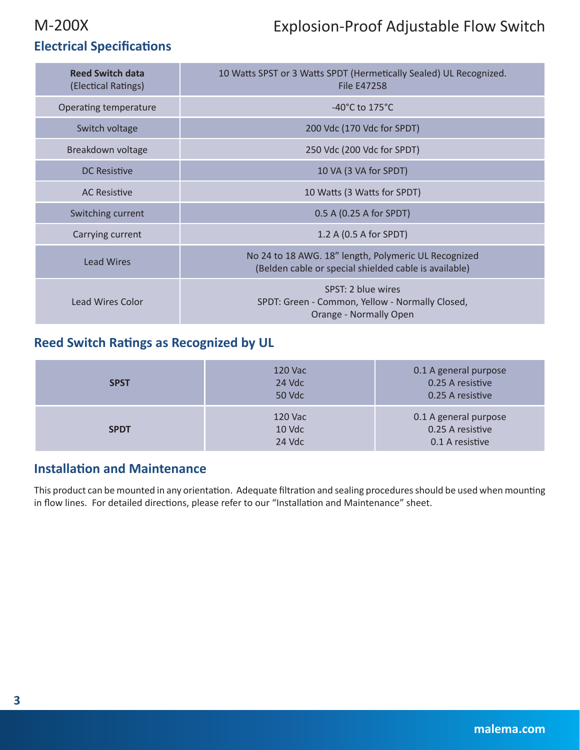# M-200X Explosion-Proof Adjustable Flow Switch

## Electrical Specifications

| **Reed Switch data** (Electical Ratings) | 10 Watts SPST or 3 Watts SPDT (Hermetically Sealed) UL Recognized. File E47258 |
|---|---|
| Operating temperature | -40°C to 175°C |
| Switch voltage | 200 Vdc (170 Vdc for SPDT) |
| Breakdown voltage | 250 Vdc (200 Vdc for SPDT) |
| DC Resistive | 10 VA (3 VA for SPDT) |
| AC Resistive | 10 Watts (3 Watts for SPDT) |
| Switching current | 0.5 A (0.25 A for SPDT) |
| Carrying current | 1.2 A (0.5 A for SPDT) |
| Lead Wires | No 24 to 18 AWG. 18" length, Polymeric UL Recognized (Belden cable or special shielded cable is available) |
| Lead Wires Color | SPST: 2 blue wires<br>SPDT: Green - Common, Yellow - Normally Closed, Orange - Normally Open |

## Reed Switch Ratings as Recognized by UL

| **SPST** | 120 Vac<br>24 Vdc<br>50 Vdc | 0.1 A general purpose<br>0.25 A resistive<br>0.25 A resistive |
|---|---|---|
| **SPDT** | 120 Vac<br>10 Vdc<br>24 Vdc | 0.1 A general purpose<br>0.25 A resistive<br>0.1 A resistive |

## Installation and Maintenance

This product can be mounted in any orientation. Adequate filtration and sealing procedures should be used when mounting in flow lines. For detailed directions, please refer to our "Installation and Maintenance" sheet.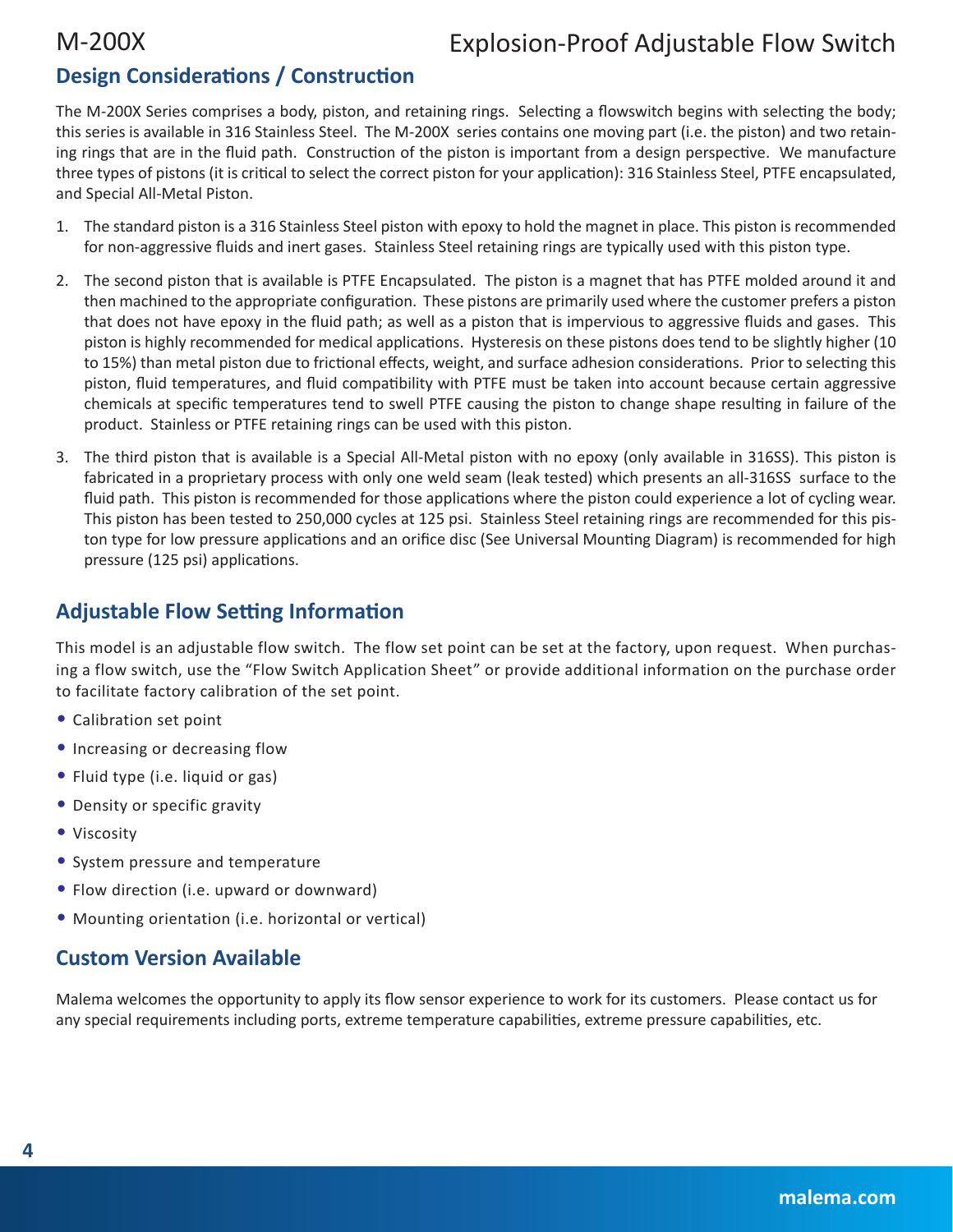## Design Considerations / Construction

The M-200X Series comprises a body, piston, and retaining rings. Selecting a flowswitch begins with selecting the body; this series is available in 316 Stainless Steel. The M-200X series contains one moving part (i.e. the piston) and two retaining rings that are in the fluid path. Construction of the piston is important from a design perspective. We manufacture three types of pistons (it is critical to select the correct piston for your application): 316 Stainless Steel, PTFE encapsulated, and Special All-Metal Piston.

1. The standard piston is a 316 Stainless Steel piston with epoxy to hold the magnet in place. This piston is recommended for non-aggressive fluids and inert gases. Stainless Steel retaining rings are typically used with this piston type.
2. The second piston that is available is PTFE Encapsulated. The piston is a magnet that has PTFE molded around it and then machined to the appropriate configuration. These pistons are primarily used where the customer prefers a piston that does not have epoxy in the fluid path; as well as a piston that is impervious to aggressive fluids and gases. This piston is highly recommended for medical applications. Hysteresis on these pistons does tend to be slightly higher (10 to 15%) than metal piston due to frictional effects, weight, and surface adhesion considerations. Prior to selecting this piston, fluid temperatures, and fluid compatibility with PTFE must be taken into account because certain aggressive chemicals at specific temperatures tend to swell PTFE causing the piston to change shape resulting in failure of the product. Stainless or PTFE retaining rings can be used with this piston.
3. The third piston that is available is a Special All-Metal piston with no epoxy (only available in 316SS). This piston is fabricated in a proprietary process with only one weld seam (leak tested) which presents an all-316SS surface to the fluid path. This piston is recommended for those applications where the piston could experience a lot of cycling wear. This piston has been tested to 250,000 cycles at 125 psi. Stainless Steel retaining rings are recommended for this piston type for low pressure applications and an orifice disc (See Universal Mounting Diagram) is recommended for high pressure (125 psi) applications.

## Adjustable Flow Setting Information

This model is an adjustable flow switch. The flow set point can be set at the factory, upon request. When purchasing a flow switch, use the "Flow Switch Application Sheet" or provide additional information on the purchase order to facilitate factory calibration of the set point.

- Calibration set point
- Increasing or decreasing flow
- Fluid type (i.e. liquid or gas)
- Density or specific gravity
- Viscosity
- System pressure and temperature
- Flow direction (i.e. upward or downward)
- Mounting orientation (i.e. horizontal or vertical)

## Custom Version Available

Malema welcomes the opportunity to apply its flow sensor experience to work for its customers. Please contact us for any special requirements including ports, extreme temperature capabilities, extreme pressure capabilities, etc.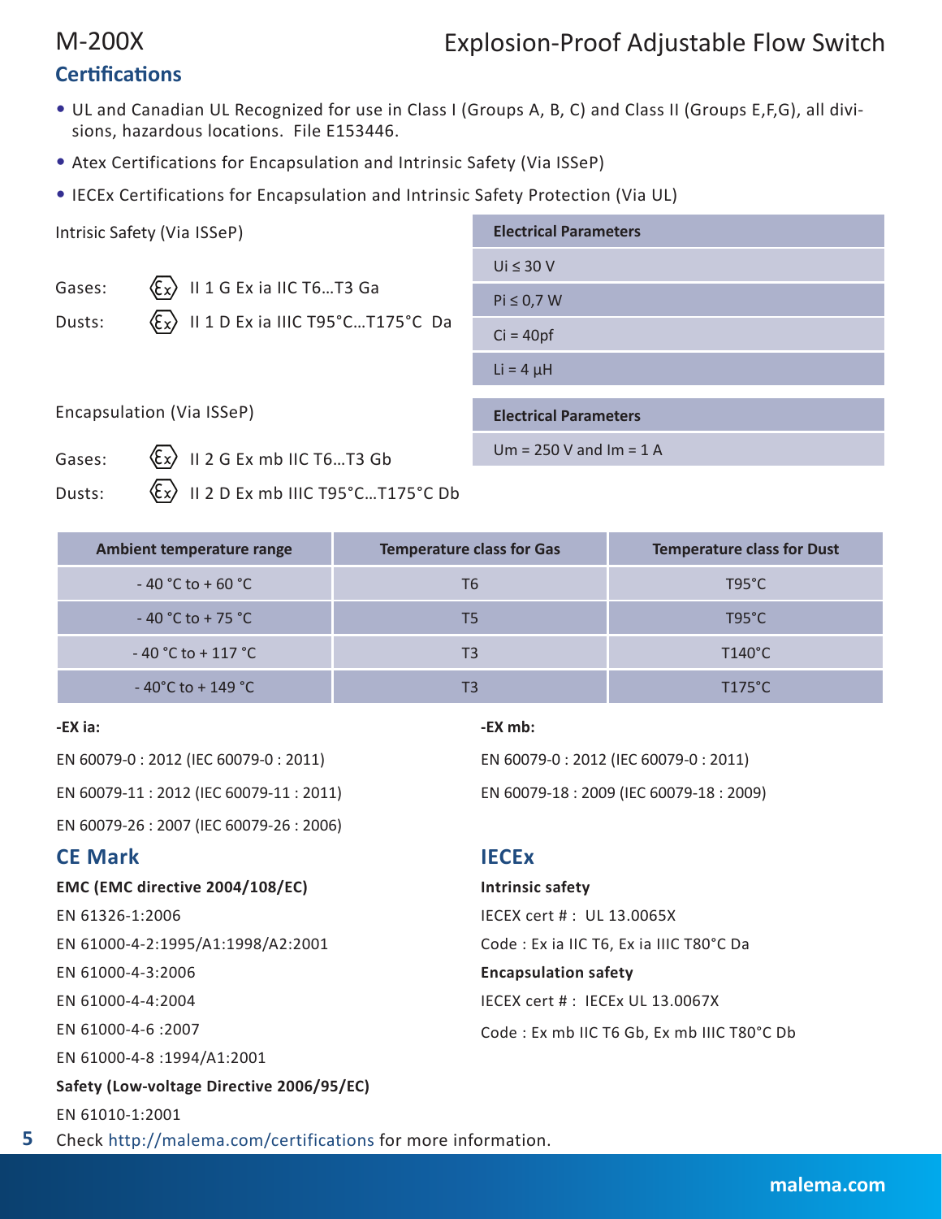# Certifications

- UL and Canadian UL Recognized for use in Class I (Groups A, B, C) and Class II (Groups E,F,G), all divisions, hazardous locations. File E153446.
- Atex Certifications for Encapsulation and Intrinsic Safety (Via ISSeP)
- IECEx Certifications for Encapsulation and Intrinsic Safety Protection (Via UL)

Intrisic Safety (Via ISSeP)

Gases: Ⓔx II 1 G Ex ia IIC T6…T3 Ga

Dusts: Ⓔx II 1 D Ex ia IIIC T95°C…T175°C Da

| Electrical Parameters |
|---|
| Ui ≤ 30 V |
| Pi ≤ 0,7 W |
| Ci = 40pf |
| Li = 4 µH |

Encapsulation (Via ISSeP)

Gases: Ⓔx II 2 G Ex mb IIC T6…T3 Gb

Dusts: Ⓔx II 2 D Ex mb IIIC T95°C…T175°C Db

| Electrical Parameters |
|---|
| Um = 250 V and Im = 1 A |

| Ambient temperature range | Temperature class for Gas | Temperature class for Dust |
|---|---|---|
| - 40 °C to + 60 °C | T6 | T95°C |
| - 40 °C to + 75 °C | T5 | T95°C |
| - 40 °C to + 117 °C | T3 | T140°C |
| - 40°C to + 149 °C | T3 | T175°C |

**-EX ia:**

EN 60079-0 : 2012 (IEC 60079-0 : 2011)

EN 60079-11 : 2012 (IEC 60079-11 : 2011)

EN 60079-26 : 2007 (IEC 60079-26 : 2006)

**-EX mb:**

EN 60079-0 : 2012 (IEC 60079-0 : 2011)

EN 60079-18 : 2009 (IEC 60079-18 : 2009)

## CE Mark

**EMC (EMC directive 2004/108/EC)**

EN 61326-1:2006

EN 61000-4-2:1995/A1:1998/A2:2001

EN 61000-4-3:2006

EN 61000-4-4:2004

EN 61000-4-6 :2007

EN 61000-4-8 :1994/A1:2001

**Safety (Low-voltage Directive 2006/95/EC)**

EN 61010-1:2001

## IECEx

**Intrinsic safety**

IECEX cert # : UL 13.0065X

Code : Ex ia IIC T6, Ex ia IIIC T80°C Da

**Encapsulation safety**

IECEX cert # : IECEx UL 13.0067X

Code : Ex mb IIC T6 Gb, Ex mb IIIC T80°C Db

Check http://malema.com/certifications for more information.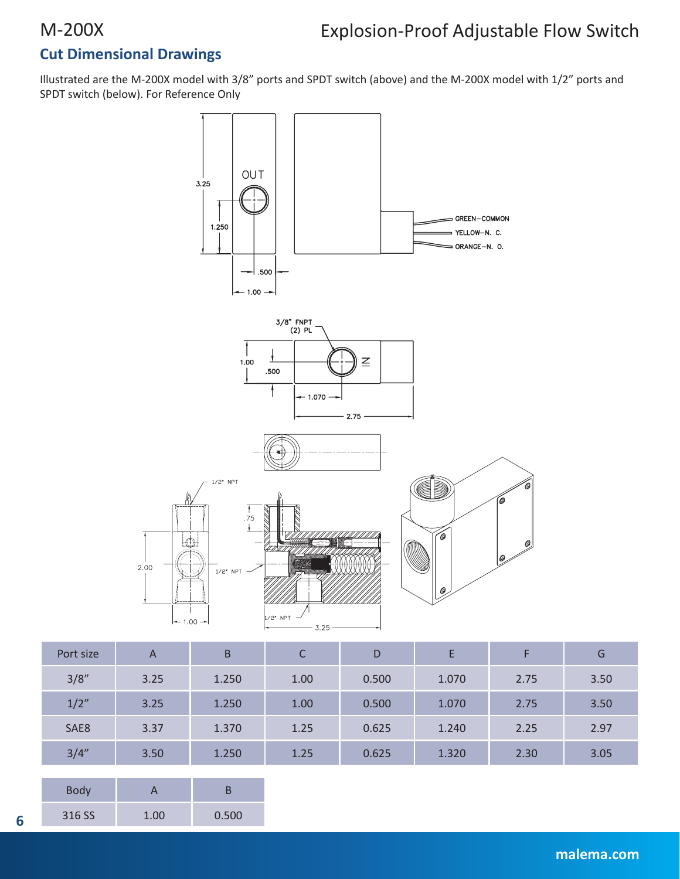## Cut Dimensional Drawings

Illustrated are the M-200X model with 3/8" ports and SPDT switch (above) and the M-200X model with 1/2" ports and SPDT switch (below). For Reference Only

| Port size | A | B | C | D | E | F | G |
|---|---|---|---|---|---|---|---|
| 3/8" | 3.25 | 1.250 | 1.00 | 0.500 | 1.070 | 2.75 | 3.50 |
| 1/2" | 3.25 | 1.250 | 1.00 | 0.500 | 1.070 | 2.75 | 3.50 |
| SAE8 | 3.37 | 1.370 | 1.25 | 0.625 | 1.240 | 2.25 | 2.97 |
| 3/4" | 3.50 | 1.250 | 1.25 | 0.625 | 1.320 | 2.30 | 3.05 |

| Body | A | B |
|---|---|---|
| 316 SS | 1.00 | 0.500 |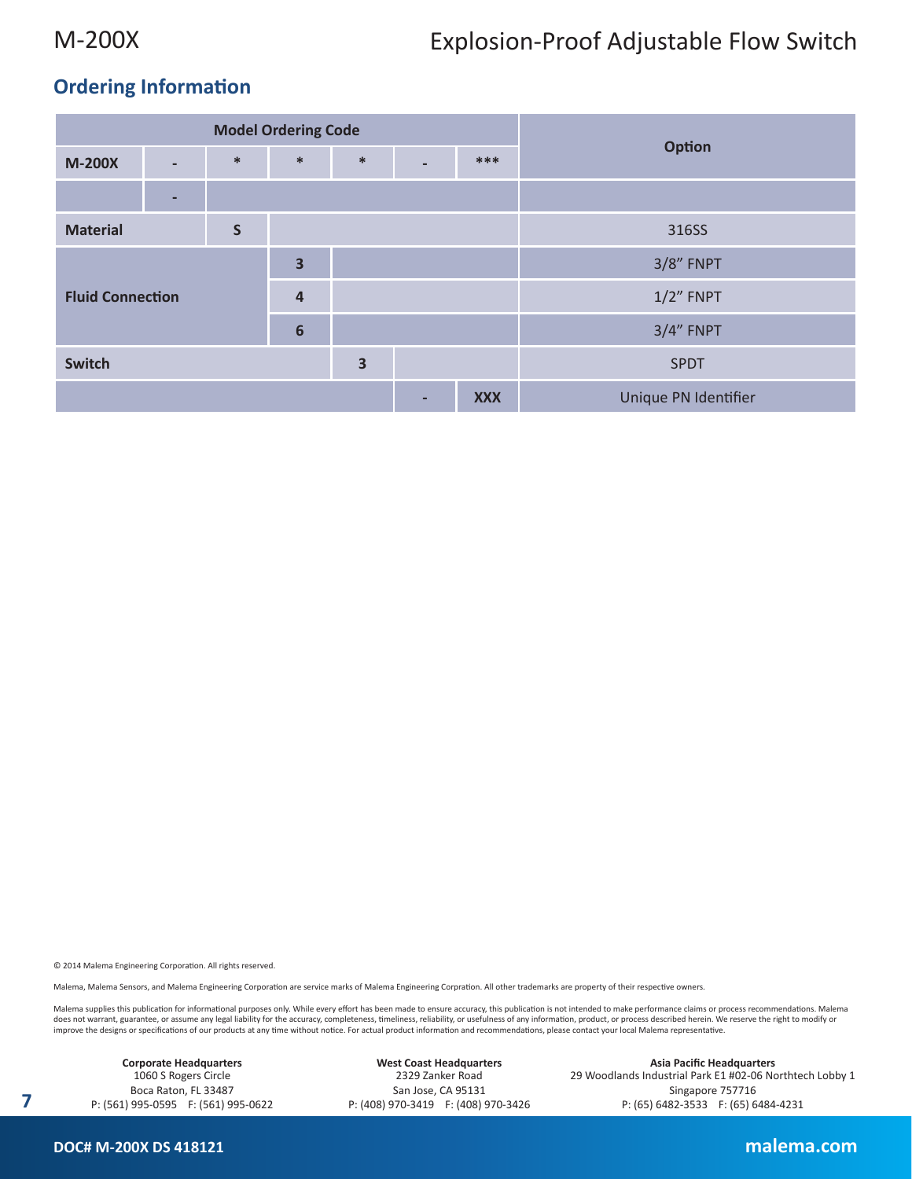## Ordering Information

| Model Ordering Code | | | | | | | Option |
|---|---|---|---|---|---|---|---|
| **M-200X** | - | * | * | * | - | *** | |
| | - | | | | | | |
| **Material** | | S | | | | | 316SS |
| **Fluid Connection** | | | 3 | | | | 3/8" FNPT |
| | | | 4 | | | | 1/2" FNPT |
| | | | 6 | | | | 3/4" FNPT |
| **Switch** | | | | 3 | | | SPDT |
| | | | | | - | **XXX** | Unique PN Identifier |

© 2014 Malema Engineering Corporation. All rights reserved.

Malema, Malema Sensors, and Malema Engineering Corporation are service marks of Malema Engineering Corpration. All other trademarks are property of their respective owners.

Malema supplies this publication for informational purposes only. While every effort has been made to ensure accuracy, this publication is not intended to make performance claims or process recommendations. Malema does not warrant, guarantee, or assume any legal liability for the accuracy, completeness, timeliness, reliability, or usefulness of any information, product, or process described herein. We reserve the right to modify or improve the designs or specifications of our products at any time without notice. For actual product information and recommendations, please contact your local Malema representative.

**Corporate Headquarters**
1060 S Rogers Circle
Boca Raton, FL 33487
P: (561) 995-0595 F: (561) 995-0622

**West Coast Headquarters**
2329 Zanker Road
San Jose, CA 95131
P: (408) 970-3419 F: (408) 970-3426

**Asia Pacific Headquarters**
29 Woodlands Industrial Park E1 #02-06 Northtech Lobby 1
Singapore 757716
P: (65) 6482-3533 F: (65) 6484-4231

**DOC# M-200X DS 418121**

**malema.com**